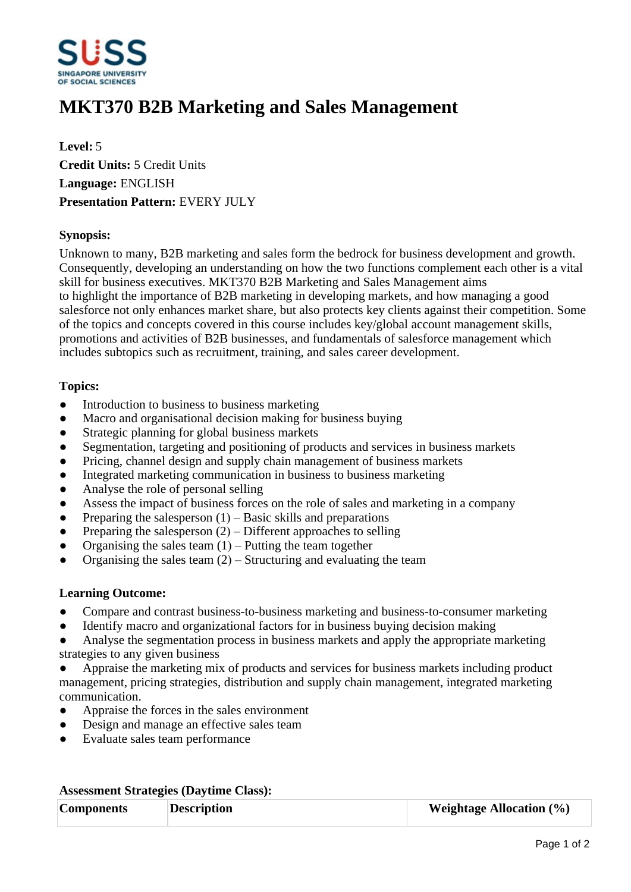# MKT370 B2B Marketing and Sales Management

**Level:** 5
**Credit Units:** 5 Credit Units
**Language:** ENGLISH
**Presentation Pattern:** EVERY JULY

**Synopsis:**

Unknown to many, B2B marketing and sales form the bedrock for business development and growth. Consequently, developing an understanding on how the two functions complement each other is a vital skill for business executives. MKT370 B2B Marketing and Sales Management aims to highlight the importance of B2B marketing in developing markets, and how managing a good salesforce not only enhances market share, but also protects key clients against their competition. Some of the topics and concepts covered in this course includes key/global account management skills, promotions and activities of B2B businesses, and fundamentals of salesforce management which includes subtopics such as recruitment, training, and sales career development.

**Topics:**

- Introduction to business to business marketing
- Macro and organisational decision making for business buying
- Strategic planning for global business markets
- Segmentation, targeting and positioning of products and services in business markets
- Pricing, channel design and supply chain management of business markets
- Integrated marketing communication in business to business marketing
- Analyse the role of personal selling
- Assess the impact of business forces on the role of sales and marketing in a company
- Preparing the salesperson (1) – Basic skills and preparations
- Preparing the salesperson (2) – Different approaches to selling
- Organising the sales team (1) – Putting the team together
- Organising the sales team (2) – Structuring and evaluating the team

**Learning Outcome:**

- Compare and contrast business-to-business marketing and business-to-consumer marketing
- Identify macro and organizational factors for in business buying decision making
- Analyse the segmentation process in business markets and apply the appropriate marketing strategies to any given business
- Appraise the marketing mix of products and services for business markets including product management, pricing strategies, distribution and supply chain management, integrated marketing communication.
- Appraise the forces in the sales environment
- Design and manage an effective sales team
- Evaluate sales team performance

**Assessment Strategies (Daytime Class):**

| Components | Description | Weightage Allocation (%) |
| --- | --- | --- |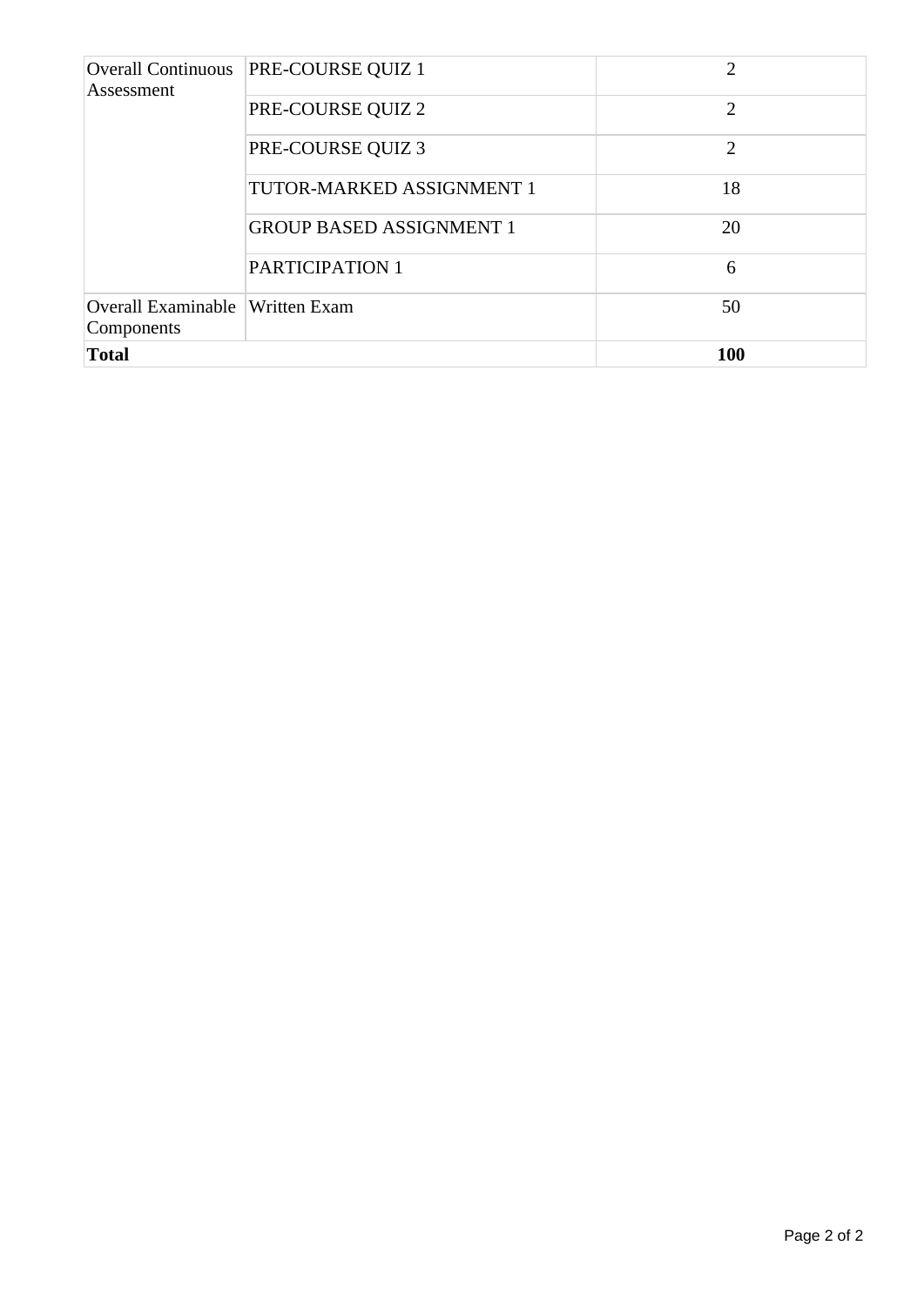| | | |
|---|---|---|
| Overall Continuous Assessment | PRE-COURSE QUIZ 1 | 2 |
| | PRE-COURSE QUIZ 2 | 2 |
| | PRE-COURSE QUIZ 3 | 2 |
| | TUTOR-MARKED ASSIGNMENT 1 | 18 |
| | GROUP BASED ASSIGNMENT 1 | 20 |
| | PARTICIPATION 1 | 6 |
| Overall Examinable Components | Written Exam | 50 |
| **Total** | | **100** |